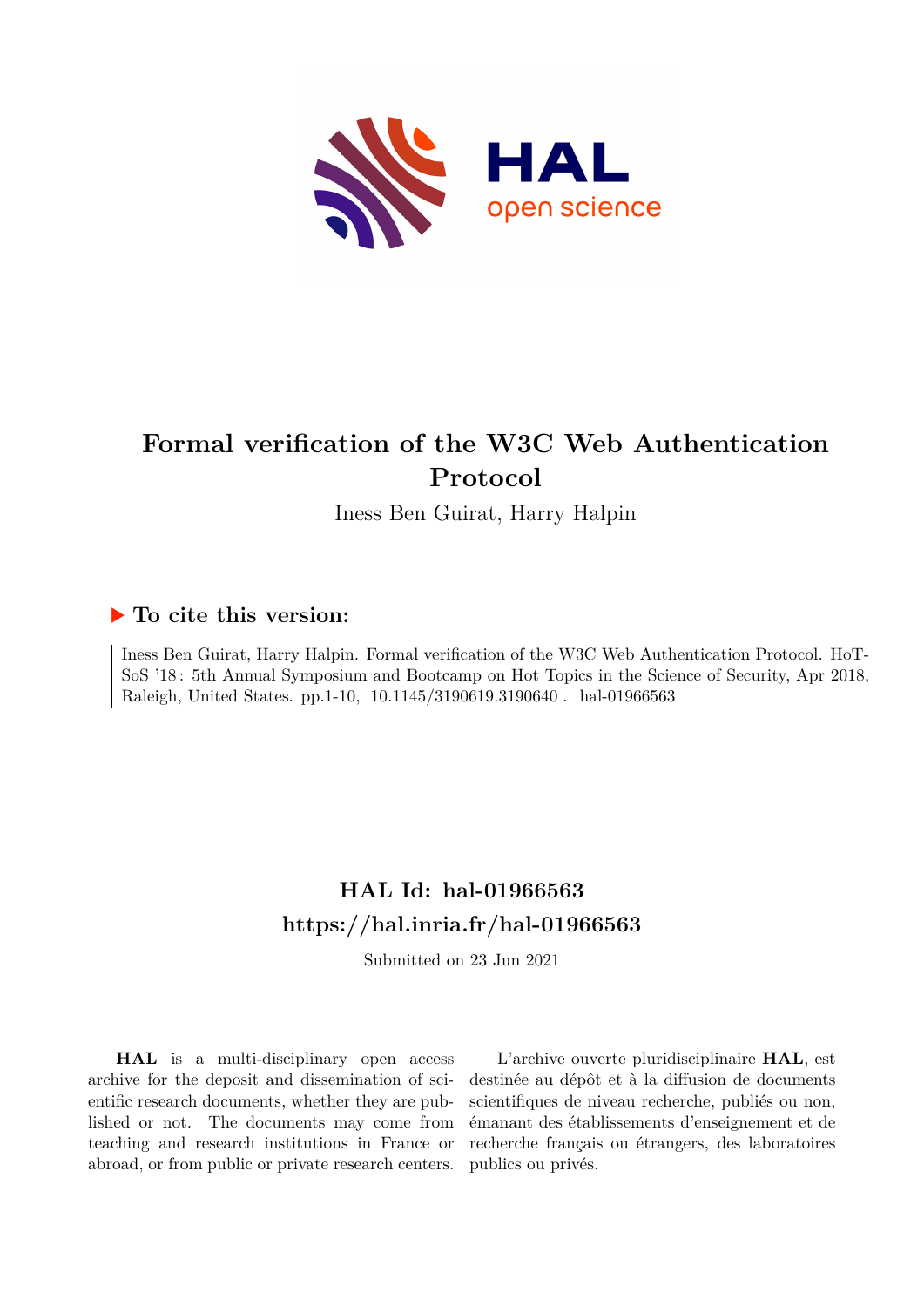# Formal verification of the W3C Web Authentication Protocol

Iness Ben Guirat, Harry Halpin

## ▶ To cite this version:

Iness Ben Guirat, Harry Halpin. Formal verification of the W3C Web Authentication Protocol. HoT-SoS '18 : 5th Annual Symposium and Bootcamp on Hot Topics in the Science of Security, Apr 2018, Raleigh, United States. pp.1-10, 10.1145/3190619.3190640 . hal-01966563

## HAL Id: hal-01966563
## https://hal.inria.fr/hal-01966563

Submitted on 23 Jun 2021

**HAL** is a multi-disciplinary open access archive for the deposit and dissemination of scientific research documents, whether they are published or not. The documents may come from teaching and research institutions in France or abroad, or from public or private research centers.

L'archive ouverte pluridisciplinaire **HAL**, est destinée au dépôt et à la diffusion de documents scientifiques de niveau recherche, publiés ou non, émanant des établissements d'enseignement et de recherche français ou étrangers, des laboratoires publics ou privés.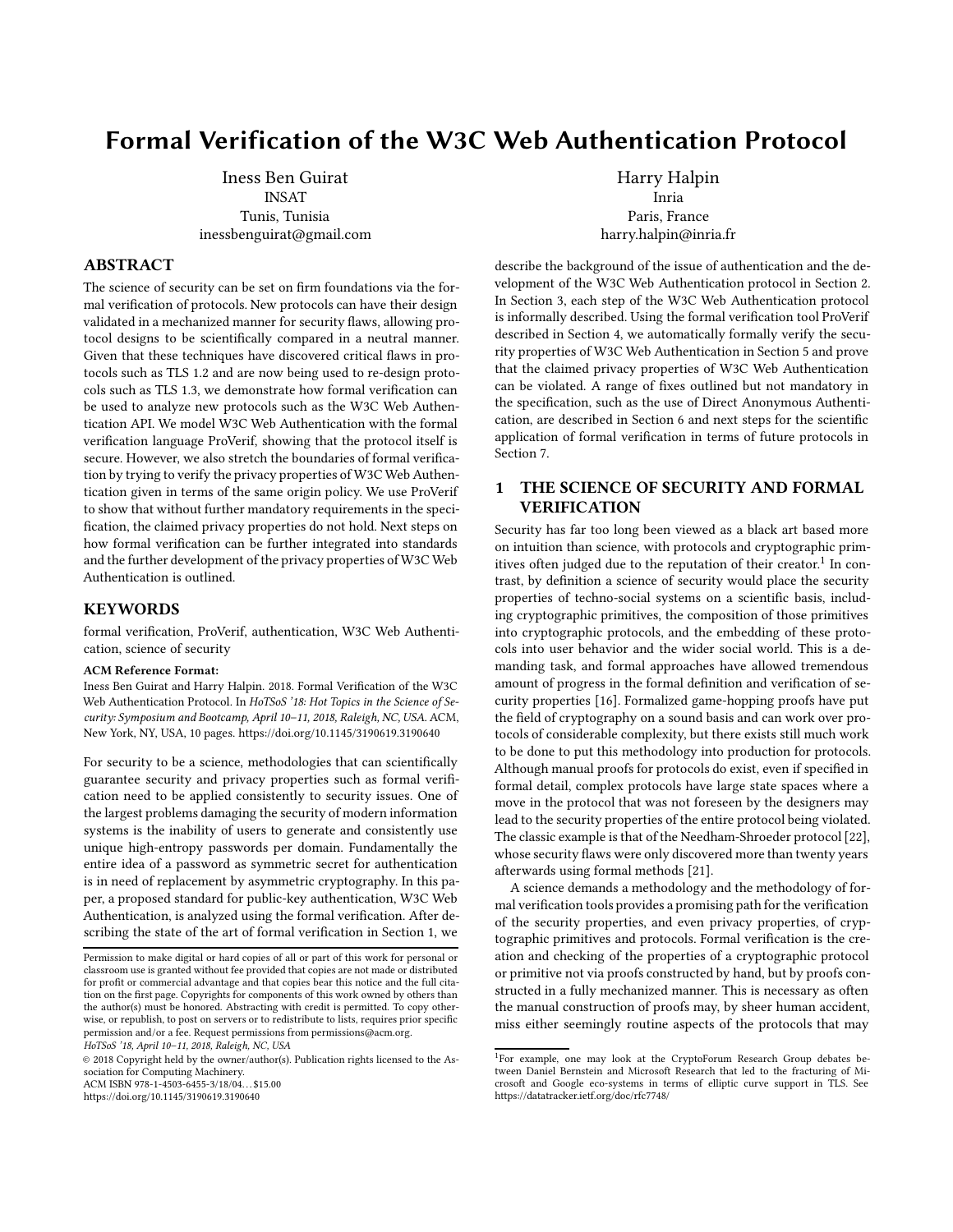# Formal Verification of the W3C Web Authentication Protocol

Iness Ben Guirat
INSAT
Tunis, Tunisia
inessbenguirat@gmail.com

Harry Halpin
Inria
Paris, France
harry.halpin@inria.fr

## ABSTRACT

The science of security can be set on firm foundations via the formal verification of protocols. New protocols can have their design validated in a mechanized manner for security flaws, allowing protocol designs to be scientifically compared in a neutral manner. Given that these techniques have discovered critical flaws in protocols such as TLS 1.2 and are now being used to re-design protocols such as TLS 1.3, we demonstrate how formal verification can be used to analyze new protocols such as the W3C Web Authentication API. We model W3C Web Authentication with the formal verification language ProVerif, showing that the protocol itself is secure. However, we also stretch the boundaries of formal verification by trying to verify the privacy properties of W3C Web Authentication given in terms of the same origin policy. We use ProVerif to show that without further mandatory requirements in the specification, the claimed privacy properties do not hold. Next steps on how formal verification can be further integrated into standards and the further development of the privacy properties of W3C Web Authentication is outlined.

## KEYWORDS

formal verification, ProVerif, authentication, W3C Web Authentication, science of security

**ACM Reference Format:**
Iness Ben Guirat and Harry Halpin. 2018. Formal Verification of the W3C Web Authentication Protocol. In *HoTSoS '18: Hot Topics in the Science of Security: Symposium and Bootcamp, April 10–11, 2018, Raleigh, NC, USA.* ACM, New York, NY, USA, 10 pages. https://doi.org/10.1145/3190619.3190640

For security to be a science, methodologies that can scientifically guarantee security and privacy properties such as formal verification need to be applied consistently to security issues. One of the largest problems damaging the security of modern information systems is the inability of users to generate and consistently use unique high-entropy passwords per domain. Fundamentally the entire idea of a password as symmetric secret for authentication is in need of replacement by asymmetric cryptography. In this paper, a proposed standard for public-key authentication, W3C Web Authentication, is analyzed using the formal verification. After describing the state of the art of formal verification in Section 1, we describe the background of the issue of authentication and the development of the W3C Web Authentication protocol in Section 2. In Section 3, each step of the W3C Web Authentication protocol is informally described. Using the formal verification tool ProVerif described in Section 4, we automatically formally verify the security properties of W3C Web Authentication in Section 5 and prove that the claimed privacy properties of W3C Web Authentication can be violated. A range of fixes outlined but not mandatory in the specification, such as the use of Direct Anonymous Authentication, are described in Section 6 and next steps for the scientific application of formal verification in terms of future protocols in Section 7.

Permission to make digital or hard copies of all or part of this work for personal or classroom use is granted without fee provided that copies are not made or distributed for profit or commercial advantage and that copies bear this notice and the full citation on the first page. Copyrights for components of this work owned by others than the author(s) must be honored. Abstracting with credit is permitted. To copy otherwise, or republish, to post on servers or to redistribute to lists, requires prior specific permission and/or a fee. Request permissions from permissions@acm.org.
*HoTSoS '18, April 10–11, 2018, Raleigh, NC, USA*
© 2018 Copyright held by the owner/author(s). Publication rights licensed to the Association for Computing Machinery.
ACM ISBN 978-1-4503-6455-3/18/04...$15.00
https://doi.org/10.1145/3190619.3190640

## 1 THE SCIENCE OF SECURITY AND FORMAL VERIFICATION

Security has far too long been viewed as a black art based more on intuition than science, with protocols and cryptographic primitives often judged due to the reputation of their creator.[1] In contrast, by definition a science of security would place the security properties of techno-social systems on a scientific basis, including cryptographic primitives, the composition of those primitives into cryptographic protocols, and the embedding of these protocols into user behavior and the wider social world. This is a demanding task, and formal approaches have allowed tremendous amount of progress in the formal definition and verification of security properties [16]. Formalized game-hopping proofs have put the field of cryptography on a sound basis and can work over protocols of considerable complexity, but there exists still much work to be done to put this methodology into production for protocols. Although manual proofs for protocols do exist, even if specified in formal detail, complex protocols have large state spaces where a move in the protocol that was not foreseen by the designers may lead to the security properties of the entire protocol being violated. The classic example is that of the Needham-Shroeder protocol [22], whose security flaws were only discovered more than twenty years afterwards using formal methods [21].

A science demands a methodology and the methodology of formal verification tools provides a promising path for the verification of the security properties, and even privacy properties, of cryptographic primitives and protocols. Formal verification is the creation and checking of the properties of a cryptographic protocol or primitive not via proofs constructed by hand, but by proofs constructed in a fully mechanized manner. This is necessary as often the manual construction of proofs may, by sheer human accident, miss either seemingly routine aspects of the protocols that may

[1]For example, one may look at the CryptoForum Research Group debates between Daniel Bernstein and Microsoft Research that led to the fracturing of Microsoft and Google eco-systems in terms of elliptic curve support in TLS. See https://datatracker.ietf.org/doc/rfc7748/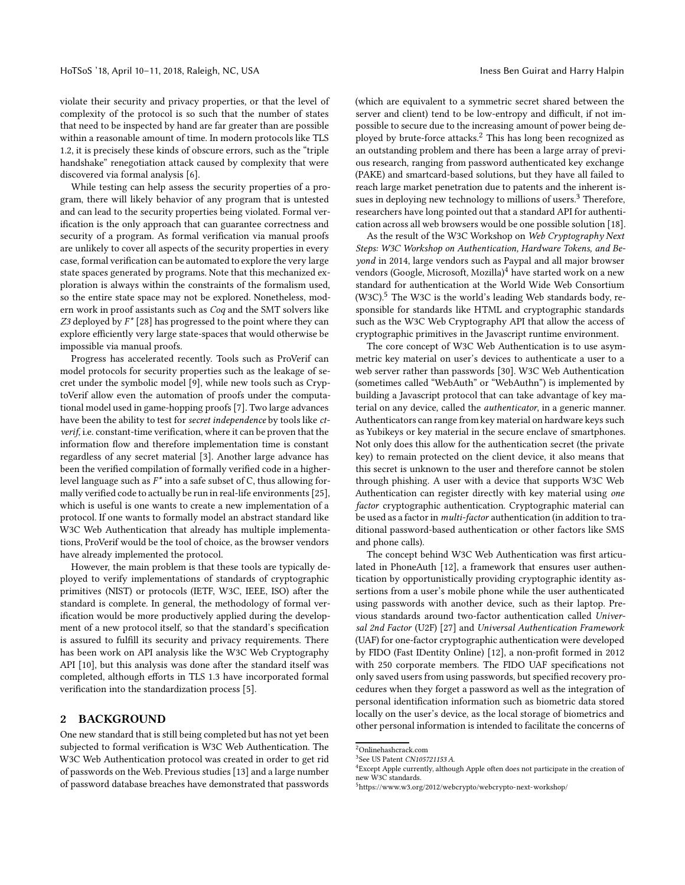violate their security and privacy properties, or that the level of complexity of the protocol is so such that the number of states that need to be inspected by hand are far greater than are possible within a reasonable amount of time. In modern protocols like TLS 1.2, it is precisely these kinds of obscure errors, such as the "triple handshake" renegotiation attack caused by complexity that were discovered via formal analysis [6].

While testing can help assess the security properties of a program, there will likely behavior of any program that is untested and can lead to the security properties being violated. Formal verification is the only approach that can guarantee correctness and security of a program. As formal verification via manual proofs are unlikely to cover all aspects of the security properties in every case, formal verification can be automated to explore the very large state spaces generated by programs. Note that this mechanized exploration is always within the constraints of the formalism used, so the entire state space may not be explored. Nonetheless, modern work in proof assistants such as *Coq* and the SMT solvers like *Z3* deployed by $F^*$ [28] has progressed to the point where they can explore efficiently very large state-spaces that would otherwise be impossible via manual proofs.

Progress has accelerated recently. Tools such as ProVerif can model protocols for security properties such as the leakage of secret under the symbolic model [9], while new tools such as CryptoVerif allow even the automation of proofs under the computational model used in game-hopping proofs [7]. Two large advances have been the ability to test for *secret independence* by tools like *ct-verif*, i.e. constant-time verification, where it can be proven that the information flow and therefore implementation time is constant regardless of any secret material [3]. Another large advance has been the verified compilation of formally verified code in a higher-level language such as $F^*$ into a safe subset of C, thus allowing formally verified code to actually be run in real-life environments [25], which is useful is one wants to create a new implementation of a protocol. If one wants to formally model an abstract standard like W3C Web Authentication that already has multiple implementations, ProVerif would be the tool of choice, as the browser vendors have already implemented the protocol.

However, the main problem is that these tools are typically deployed to verify implementations of standards of cryptographic primitives (NIST) or protocols (IETF, W3C, IEEE, ISO) after the standard is complete. In general, the methodology of formal verification would be more productively applied during the development of a new protocol itself, so that the standard's specification is assured to fulfill its security and privacy requirements. There has been work on API analysis like the W3C Web Cryptography API [10], but this analysis was done after the standard itself was completed, although efforts in TLS 1.3 have incorporated formal verification into the standardization process [5].

## 2 BACKGROUND

One new standard that is still being completed but has not yet been subjected to formal verification is W3C Web Authentication. The W3C Web Authentication protocol was created in order to get rid of passwords on the Web. Previous studies [13] and a large number of password database breaches have demonstrated that passwords (which are equivalent to a symmetric secret shared between the server and client) tend to be low-entropy and difficult, if not impossible to secure due to the increasing amount of power being deployed by brute-force attacks.[2] This has long been recognized as an outstanding problem and there has been a large array of previous research, ranging from password authenticated key exchange (PAKE) and smartcard-based solutions, but they have all failed to reach large market penetration due to patents and the inherent issues in deploying new technology to millions of users.[3] Therefore, researchers have long pointed out that a standard API for authentication across all web browsers would be one possible solution [18].

As the result of the W3C Workshop on *Web Cryptography Next Steps: W3C Workshop on Authentication, Hardware Tokens, and Beyond* in 2014, large vendors such as Paypal and all major browser vendors (Google, Microsoft, Mozilla)[4] have started work on a new standard for authentication at the World Wide Web Consortium (W3C).[5] The W3C is the world's leading Web standards body, responsible for standards like HTML and cryptographic standards such as the W3C Web Cryptography API that allow the access of cryptographic primitives in the Javascript runtime environment.

The core concept of W3C Web Authentication is to use asymmetric key material on user's devices to authenticate a user to a web server rather than passwords [30]. W3C Web Authentication (sometimes called "WebAuth" or "WebAuthn") is implemented by building a Javascript protocol that can take advantage of key material on any device, called the *authenticator*, in a generic manner. Authenticators can range from key material on hardware keys such as Yubikeys or key material in the secure enclave of smartphones. Not only does this allow for the authentication secret (the private key) to remain protected on the client device, it also means that this secret is unknown to the user and therefore cannot be stolen through phishing. A user with a device that supports W3C Web Authentication can register directly with key material using *one factor* cryptographic authentication. Cryptographic material can be used as a factor in *multi-factor* authentication (in addition to traditional password-based authentication or other factors like SMS and phone calls).

The concept behind W3C Web Authentication was first articulated in PhoneAuth [12], a framework that ensures user authentication by opportunistically providing cryptographic identity assertions from a user's mobile phone while the user authenticated using passwords with another device, such as their laptop. Previous standards around two-factor authentication called *Universal 2nd Factor* (U2F) [27] and *Universal Authentication Framework* (UAF) for one-factor cryptographic authentication were developed by FIDO (Fast IDentity Online) [12], a non-profit formed in 2012 with 250 corporate members. The FIDO UAF specifications not only saved users from using passwords, but specified recovery procedures when they forget a password as well as the integration of personal identification information such as biometric data stored locally on the user's device, as the local storage of biometrics and other personal information is intended to facilitate the concerns of

[2] Onlinehashcrack.com

[3] See US Patent *CN105721153 A*.

[4] Except Apple currently, although Apple often does not participate in the creation of new W3C standards.

[5] https://www.w3.org/2012/webcrypto/webcrypto-next-workshop/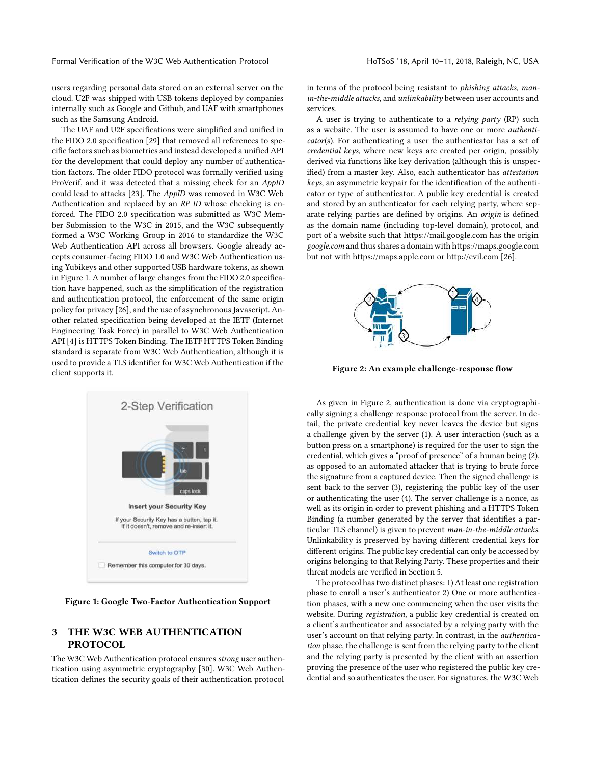users regarding personal data stored on an external server on the cloud. U2F was shipped with USB tokens deployed by companies internally such as Google and Github, and UAF with smartphones such as the Samsung Android.

The UAF and U2F specifications were simplified and unified in the FIDO 2.0 specification [29] that removed all references to specific factors such as biometrics and instead developed a unified API for the development that could deploy any number of authentication factors. The older FIDO protocol was formally verified using ProVerif, and it was detected that a missing check for an *AppID* could lead to attacks [23]. The *AppID* was removed in W3C Web Authentication and replaced by an *RP ID* whose checking is enforced. The FIDO 2.0 specification was submitted as W3C Member Submission to the W3C in 2015, and the W3C subsequently formed a W3C Working Group in 2016 to standardize the W3C Web Authentication API across all browsers. Google already accepts consumer-facing FIDO 1.0 and W3C Web Authentication using Yubikeys and other supported USB hardware tokens, as shown in Figure 1. A number of large changes from the FIDO 2.0 specification have happened, such as the simplification of the registration and authentication protocol, the enforcement of the same origin policy for privacy [26], and the use of asynchronous Javascript. Another related specification being developed at the IETF (Internet Engineering Task Force) in parallel to W3C Web Authentication API [4] is HTTPS Token Binding. The IETF HTTPS Token Binding standard is separate from W3C Web Authentication, although it is used to provide a TLS identifier for W3C Web Authentication if the client supports it.

**Figure 1: Google Two-Factor Authentication Support**

## 3 THE W3C WEB AUTHENTICATION PROTOCOL

The W3C Web Authentication protocol ensures *strong* user authentication using asymmetric cryptography [30]. W3C Web Authentication defines the security goals of their authentication protocol in terms of the protocol being resistant to *phishing attacks*, *man-in-the-middle attacks*, and *unlinkability* between user accounts and services.

A user is trying to authenticate to a *relying party* (RP) such as a website. The user is assumed to have one or more *authenticator*(s). For authenticating a user the authenticator has a set of *credential keys*, where new keys are created per origin, possibly derived via functions like key derivation (although this is unspecified) from a master key. Also, each authenticator has *attestation keys*, an asymmetric keypair for the identification of the authenticator or type of authenticator. A public key credential is created and stored by an authenticator for each relying party, where separate relying parties are defined by origins. An *origin* is defined as the domain name (including top-level domain), protocol, and port of a website such that https://mail.google.com has the origin *google.com* and thus shares a domain with https://maps.google.com but not with https://maps.apple.com or http://evil.com [26].

**Figure 2: An example challenge-response flow**

As given in Figure 2, authentication is done via cryptographically signing a challenge response protocol from the server. In detail, the private credential key never leaves the device but signs a challenge given by the server (1). A user interaction (such as a button press on a smartphone) is required for the user to sign the credential, which gives a "proof of presence" of a human being (2), as opposed to an automated attacker that is trying to brute force the signature from a captured device. Then the signed challenge is sent back to the server (3), registering the public key of the user or authenticating the user (4). The server challenge is a nonce, as well as its origin in order to prevent phishing and a HTTPS Token Binding (a number generated by the server that identifies a particular TLS channel) is given to prevent *man-in-the-middle attacks*. Unlinkability is preserved by having different credential keys for different origins. The public key credential can only be accessed by origins belonging to that Relying Party. These properties and their threat models are verified in Section 5.

The protocol has two distinct phases: 1) At least one registration phase to enroll a user's authenticator 2) One or more authentication phases, with a new one commencing when the user visits the website. During *registration*, a public key credential is created on a client's authenticator and associated by a relying party with the user's account on that relying party. In contrast, in the *authentication* phase, the challenge is sent from the relying party to the client and the relying party is presented by the client with an assertion proving the presence of the user who registered the public key credential and so authenticates the user. For signatures, the W3C Web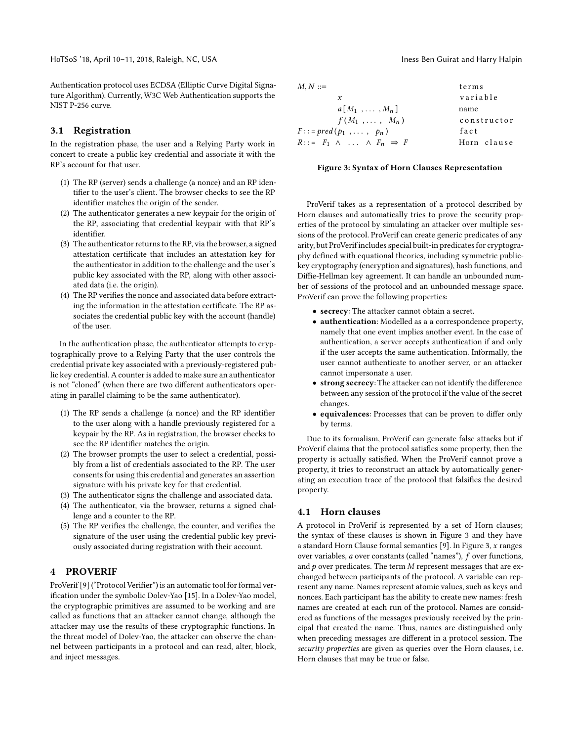Authentication protocol uses ECDSA (Elliptic Curve Digital Signature Algorithm). Currently, W3C Web Authentication supports the NIST P-256 curve.

### 3.1 Registration

In the registration phase, the user and a Relying Party work in concert to create a public key credential and associate it with the RP's account for that user.

1. The RP (server) sends a challenge (a nonce) and an RP identifier to the user's client. The browser checks to see the RP identifier matches the origin of the sender.
2. The authenticator generates a new keypair for the origin of the RP, associating that credential keypair with that RP's identifier.
3. The authenticator returns to the RP, via the browser, a signed attestation certificate that includes an attestation key for the authenticator in addition to the challenge and the user's public key associated with the RP, along with other associated data (i.e. the origin).
4. The RP verifies the nonce and associated data before extracting the information in the attestation certificate. The RP associates the credential public key with the account (handle) of the user.

In the authentication phase, the authenticator attempts to cryptographically prove to a Relying Party that the user controls the credential private key associated with a previously-registered public key credential. A counter is added to make sure an authenticator is not "cloned" (when there are two different authenticators operating in parallel claiming to be the same authenticator).

1. The RP sends a challenge (a nonce) and the RP identifier to the user along with a handle previously registered for a keypair by the RP. As in registration, the browser checks to see the RP identifier matches the origin.
2. The browser prompts the user to select a credential, possibly from a list of credentials associated to the RP. The user consents for using this credential and generates an assertion signature with his private key for that credential.
3. The authenticator signs the challenge and associated data.
4. The authenticator, via the browser, returns a signed challenge and a counter to the RP.
5. The RP verifies the challenge, the counter, and verifies the signature of the user using the credential public key previously associated during registration with their account.

## 4 PROVERIF

ProVerif [9] ("Protocol Verifier") is an automatic tool for formal verification under the symbolic Dolev-Yao [15]. In a Dolev-Yao model, the cryptographic primitives are assumed to be working and are called as functions that an attacker cannot change, although the attacker may use the results of these cryptographic functions. In the threat model of Dolev-Yao, the attacker can observe the channel between participants in a protocol and can read, alter, block, and inject messages.

| | |
|---|---|
| $M, N ::=$ | terms |
| $\quad x$ | variable |
| $\quad a[M_1, \ldots, M_n]$ | name |
| $\quad f(M_1, \ldots, M_n)$ | constructor |
| $F ::= pred(p_1, \ldots, p_n)$ | fact |
| $R ::= F_1 \wedge \ldots \wedge F_n \Rightarrow F$ | Horn clause |

**Figure 3: Syntax of Horn Clauses Representation**

ProVerif takes as a representation of a protocol described by Horn clauses and automatically tries to prove the security properties of the protocol by simulating an attacker over multiple sessions of the protocol. ProVerif can create generic predicates of any arity, but ProVerif includes special built-in predicates for cryptography defined with equational theories, including symmetric public-key cryptography (encryption and signatures), hash functions, and Diffie-Hellman key agreement. It can handle an unbounded number of sessions of the protocol and an unbounded message space. ProVerif can prove the following properties:

- **secrecy**: The attacker cannot obtain a secret.
- **authentication**: Modelled as a a correspondence property, namely that one event implies another event. In the case of authentication, a server accepts authentication if and only if the user accepts the same authentication. Informally, the user cannot authenticate to another server, or an attacker cannot impersonate a user.
- **strong secrecy**: The attacker can not identify the difference between any session of the protocol if the value of the secret changes.
- **equivalences**: Processes that can be proven to differ only by terms.

Due to its formalism, ProVerif can generate false attacks but if ProVerif claims that the protocol satisfies some property, then the property is actually satisfied. When the ProVerif cannot prove a property, it tries to reconstruct an attack by automatically generating an execution trace of the protocol that falsifies the desired property.

### 4.1 Horn clauses

A protocol in ProVerif is represented by a set of Horn clauses; the syntax of these clauses is shown in Figure 3 and they have a standard Horn Clause formal semantics [9]. In Figure 3, $x$ ranges over variables, $a$ over constants (called "names"), $f$ over functions, and $p$ over predicates. The term $M$ represent messages that are exchanged between participants of the protocol. A variable can represent any name. Names represent atomic values, such as keys and nonces. Each participant has the ability to create new names: fresh names are created at each run of the protocol. Names are considered as functions of the messages previously received by the principal that created the name. Thus, names are distinguished only when preceding messages are different in a protocol session. The *security properties* are given as queries over the Horn clauses, i.e. Horn clauses that may be true or false.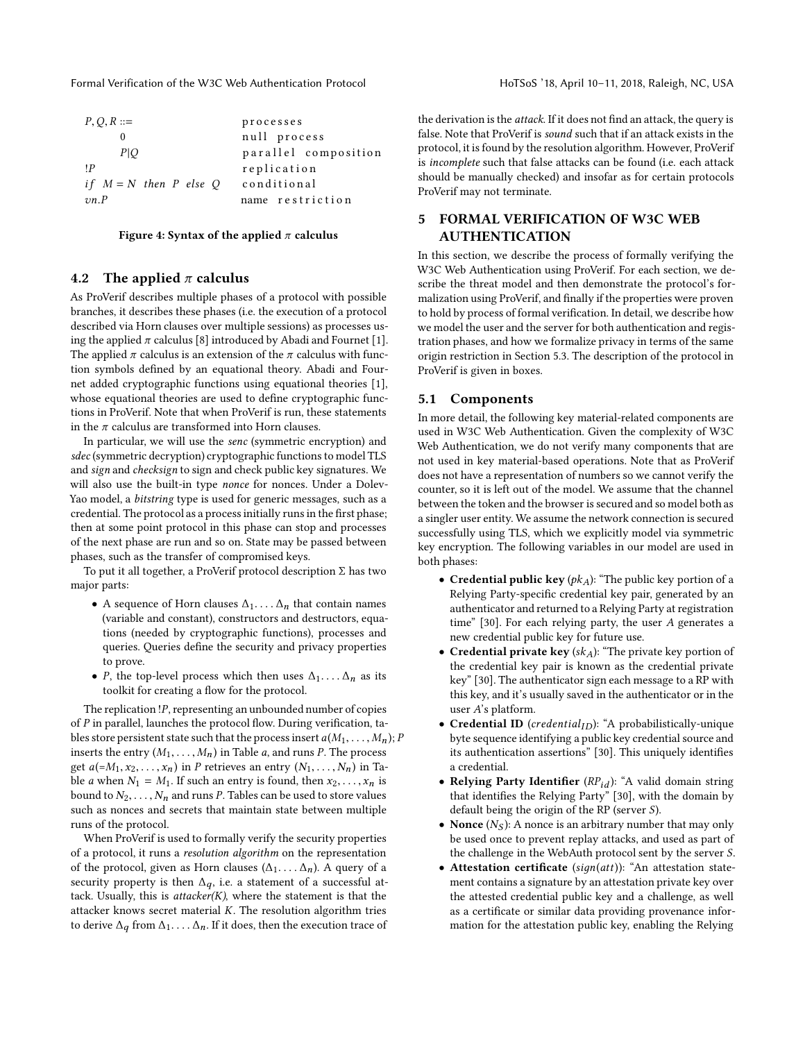| $P, Q, R$ ::= | processes |
|---|---|
| $0$ | null process |
| $P \vert Q$ | parallel composition |
| $!P$ | replication |
| $if\ \ M = N\ \ then\ \ P\ \ else\ \ Q$ | conditional |
| $\nu n.P$ | name restriction |

**Figure 4: Syntax of the applied $\pi$ calculus**

### 4.2 The applied $\pi$ calculus

As ProVerif describes multiple phases of a protocol with possible branches, it describes these phases (i.e. the execution of a protocol described via Horn clauses over multiple sessions) as processes using the applied $\pi$ calculus [8] introduced by Abadi and Fournet [1]. The applied $\pi$ calculus is an extension of the $\pi$ calculus with function symbols defined by an equational theory. Abadi and Fournet added cryptographic functions using equational theories [1], whose equational theories are used to define cryptographic functions in ProVerif. Note that when ProVerif is run, these statements in the $\pi$ calculus are transformed into Horn clauses.

In particular, we will use the *senc* (symmetric encryption) and *sdec* (symmetric decryption) cryptographic functions to model TLS and *sign* and *checksign* to sign and check public key signatures. We will also use the built-in type *nonce* for nonces. Under a Dolev-Yao model, a *bitstring* type is used for generic messages, such as a credential. The protocol as a process initially runs in the first phase; then at some point protocol in this phase can stop and processes of the next phase are run and so on. State may be passed between phases, such as the transfer of compromised keys.

To put it all together, a ProVerif protocol description $\Sigma$ has two major parts:

- A sequence of Horn clauses $\Delta_1 \ldots \Delta_n$ that contain names (variable and constant), constructors and destructors, equations (needed by cryptographic functions), processes and queries. Queries define the security and privacy properties to prove.
- $P$, the top-level process which then uses $\Delta_1 \ldots \Delta_n$ as its toolkit for creating a flow for the protocol.

The replication $!P$, representing an unbounded number of copies of $P$ in parallel, launches the protocol flow. During verification, tables store persistent state such that the process insert $a(M_1, \ldots, M_n); P$ inserts the entry $(M_1, \ldots, M_n)$ in Table $a$, and runs $P$. The process get $a(=M_1, x_2, \ldots, x_n)$ in $P$ retrieves an entry $(N_1, \ldots, N_n)$ in Table $a$ when $N_1 = M_1$. If such an entry is found, then $x_2, \ldots, x_n$ is bound to $N_2, \ldots, N_n$ and runs $P$. Tables can be used to store values such as nonces and secrets that maintain state between multiple runs of the protocol.

When ProVerif is used to formally verify the security properties of a protocol, it runs a *resolution algorithm* on the representation of the protocol, given as Horn clauses ($\Delta_1 \ldots \Delta_n$). A query of a security property is then $\Delta_q$, i.e. a statement of a successful attack. Usually, this is *attacker(K)*, where the statement is that the attacker knows secret material $K$. The resolution algorithm tries to derive $\Delta_q$ from $\Delta_1 \ldots \Delta_n$. If it does, then the execution trace of the derivation is the *attack*. If it does not find an attack, the query is false. Note that ProVerif is *sound* such that if an attack exists in the protocol, it is found by the resolution algorithm. However, ProVerif is *incomplete* such that false attacks can be found (i.e. each attack should be manually checked) and insofar as for certain protocols ProVerif may not terminate.

## 5 FORMAL VERIFICATION OF W3C WEB AUTHENTICATION

In this section, we describe the process of formally verifying the W3C Web Authentication using ProVerif. For each section, we describe the threat model and then demonstrate the protocol's formalization using ProVerif, and finally if the properties were proven to hold by process of formal verification. In detail, we describe how we model the user and the server for both authentication and registration phases, and how we formalize privacy in terms of the same origin restriction in Section 5.3. The description of the protocol in ProVerif is given in boxes.

### 5.1 Components

In more detail, the following key material-related components are used in W3C Web Authentication. Given the complexity of W3C Web Authentication, we do not verify many components that are not used in key material-based operations. Note that as ProVerif does not have a representation of numbers so we cannot verify the counter, so it is left out of the model. We assume that the channel between the token and the browser is secured and so model both as a singler user entity. We assume the network connection is secured successfully using TLS, which we explicitly model via symmetric key encryption. The following variables in our model are used in both phases:

- **Credential public key** ($pk_A$): "The public key portion of a Relying Party-specific credential key pair, generated by an authenticator and returned to a Relying Party at registration time" [30]. For each relying party, the user $A$ generates a new credential public key for future use.
- **Credential private key** ($sk_A$): "The private key portion of the credential key pair is known as the credential private key" [30]. The authenticator sign each message to a RP with this key, and it's usually saved in the authenticator or in the user $A$'s platform.
- **Credential ID** ($credential_{ID}$): "A probabilistically-unique byte sequence identifying a public key credential source and its authentication assertions" [30]. This uniquely identifies a credential.
- **Relying Party Identifier** ($RP_{id}$): "A valid domain string that identifies the Relying Party" [30], with the domain by default being the origin of the RP (server $S$).
- **Nonce** ($N_S$): A nonce is an arbitrary number that may only be used once to prevent replay attacks, and used as part of the challenge in the WebAuth protocol sent by the server $S$.
- **Attestation certificate** ($sign(att)$): "An attestation statement contains a signature by an attestation private key over the attested credential public key and a challenge, as well as a certificate or similar data providing provenance information for the attestation public key, enabling the Relying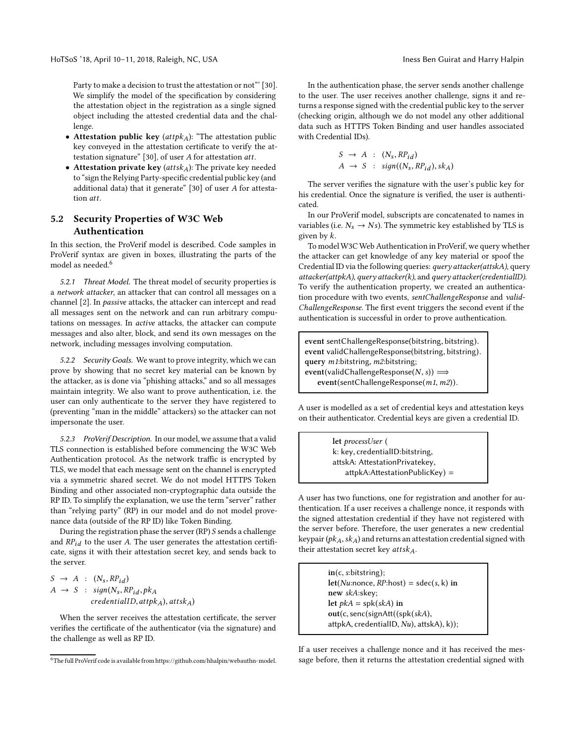Party to make a decision to trust the attestation or not"' [30]. We simplify the model of the specification by considering the attestation object in the registration as a single signed object including the attested credential data and the challenge.

- **Attestation public key** ($attpk_A$): "The attestation public key conveyed in the attestation certificate to verify the attestation signature" [30], of user $A$ for attestation $att$.
- **Attestation private key** ($attsk_A$): The private key needed to "sign the Relying Party-specific credential public key (and additional data) that it generate" [30] of user $A$ for attestation $att$.

## 5.2 Security Properties of W3C Web Authentication

In this section, the ProVerif model is described. Code samples in ProVerif syntax are given in boxes, illustrating the parts of the model as needed.[6]

*5.2.1 Threat Model.* The threat model of security properties is a *network attacker*, an attacker that can control all messages on a channel [2]. In *passive* attacks, the attacker can intercept and read all messages sent on the network and can run arbitrary computations on messages. In *active* attacks, the attacker can compute messages and also alter, block, and send its own messages on the network, including messages involving computation.

*5.2.2 Security Goals.* We want to prove integrity, which we can prove by showing that no secret key material can be known by the attacker, as is done via "phishing attacks," and so all messages maintain integrity. We also want to prove authentication, i.e. the user can only authenticate to the server they have registered to (preventing "man in the middle" attackers) so the attacker can not impersonate the user.

*5.2.3 ProVerif Description.* In our model, we assume that a valid TLS connection is established before commencing the W3C Web Authentication protocol. As the network traffic is encrypted by TLS, we model that each message sent on the channel is encrypted via a symmetric shared secret. We do not model HTTPS Token Binding and other associated non-cryptographic data outside the RP ID. To simplify the explanation, we use the term "server" rather than "relying party" (RP) in our model and do not model provenance data (outside of the RP ID) like Token Binding.

During the registration phase the server (RP) $S$ sends a challenge and $RP_{id}$ to the user $A$. The user generates the attestation certificate, signs it with their attestation secret key, and sends back to the server.

$$
\begin{aligned}
S &\rightarrow A \ : \ (N_s, RP_{id}) \\
A &\rightarrow S \ : \ sign(N_s, RP_{id}, pk_A \\
&\qquad\quad credentialID, attpk_A), attsk_A)
\end{aligned}
$$

When the server receives the attestation certificate, the server verifies the certificate of the authenticator (via the signature) and the challenge as well as RP ID.

In the authentication phase, the server sends another challenge to the user. The user receives another challenge, signs it and returns a response signed with the credential public key to the server (checking origin, although we do not model any other additional data such as HTTPS Token Binding and user handles associated with Credential IDs).

$$
\begin{aligned}
S &\rightarrow A \ : \ (N_s, RP_{id}) \\
A &\rightarrow S \ : \ sign((N_s, RP_{id}), sk_A)
\end{aligned}
$$

The server verifies the signature with the user's public key for his credential. Once the signature is verified, the user is authenticated.

In our ProVerif model, subscripts are concatenated to names in variables (i.e. $N_s \rightarrow Ns$). The symmetric key established by TLS is given by $k$.

To model W3C Web Authentication in ProVerif, we query whether the attacker can get knowledge of any key material or spoof the Credential ID via the following queries: *query attacker(attskA)*, *query attacker(attpkA)*, *query attacker(k)*, and *query attacker(credentialID)*. To verify the authentication property, we created an authentication procedure with two events, *sentChallengeResponse* and *validChallengeResponse*. The first event triggers the second event if the authentication is successful in order to prove authentication.

```
event sentChallengeResponse(bitstring, bitstring).
event validChallengeResponse(bitstring, bitstring).
query m1:bitstring, m2:bitstring;
event(validChallengeResponse(N, s)) ==>
    event(sentChallengeResponse(m1, m2)).
```

A user is modelled as a set of credential keys and attestation keys on their authenticator. Credential keys are given a credential ID.

```
let processUser (
k: key, credentialID:bitstring,
attskA: AttestationPrivatekey,
    attpkA:AttestationPublicKey) =
```

A user has two functions, one for registration and another for authentication. If a user receives a challenge nonce, it responds with the signed attestation credential if they have not registered with the server before. Therefore, the user generates a new credential keypair ($pk_A, sk_A$) and returns an attestation credential signed with their attestation secret key $attsk_A$.

```
in(c, s:bitstring);
let(Nu:nonce, RP:host) = sdec(s, k) in
new skA:skey;
let pkA = spk(skA) in
out(c, senc(signAtt((spk(skA),
attpkA, credentialID, Nu), attskA), k));
```

If a user receives a challenge nonce and it has received the message before, then it returns the attestation credential signed with

[6] The full ProVerif code is available from https://github.com/hhalpin/webauthn-model.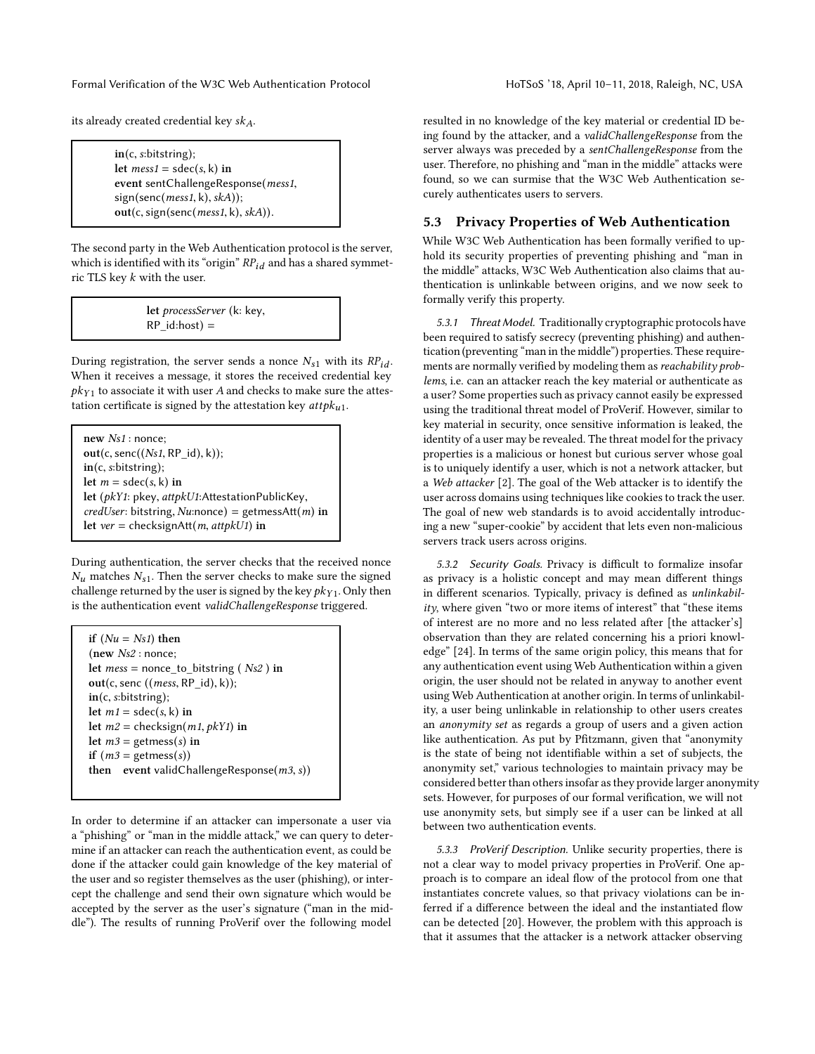its already created credential key $sk_A$.

```
in(c, s:bitstring);
let mess1 = sdec(s, k) in
event sentChallengeResponse(mess1,
sign(senc(mess1, k), skA));
out(c, sign(senc(mess1, k), skA)).
```

The second party in the Web Authentication protocol is the server, which is identified with its "origin" $RP_{id}$ and has a shared symmetric TLS key $k$ with the user.

```
let processServer (k: key,
RP_id:host) =
```

During registration, the server sends a nonce $N_{s1}$ with its $RP_{id}$. When it receives a message, it stores the received credential key $pk_{Y1}$ to associate it with user $A$ and checks to make sure the attestation certificate is signed by the attestation key $attpk_{u1}$.

```
new Ns1 : nonce;
out(c, senc((Ns1, RP_id), k));
in(c, s:bitstring);
let m = sdec(s, k) in
let (pkY1: pkey, attpkU1:AttestationPublicKey,
credUser: bitstring, Nu:nonce) = getmessAtt(m) in
let ver = checksignAtt(m, attpkU1) in
```

During authentication, the server checks that the received nonce $N_u$ matches $N_{s1}$. Then the server checks to make sure the signed challenge returned by the user is signed by the key $pk_{Y1}$. Only then is the authentication event *validChallengeResponse* triggered.

```
if (Nu = Ns1) then
(new Ns2 : nonce;
let mess = nonce_to_bitstring ( Ns2 ) in
out(c, senc ((mess, RP_id), k));
in(c, s:bitstring);
let m1 = sdec(s, k) in
let m2 = checksign(m1, pkY1) in
let m3 = getmess(s) in
if (m3 = getmess(s))
then   event validChallengeResponse(m3, s))
```

In order to determine if an attacker can impersonate a user via a "phishing" or "man in the middle attack," we can query to determine if an attacker can reach the authentication event, as could be done if the attacker could gain knowledge of the key material of the user and so register themselves as the user (phishing), or intercept the challenge and send their own signature which would be accepted by the server as the user's signature ("man in the middle"). The results of running ProVerif over the following model resulted in no knowledge of the key material or credential ID being found by the attacker, and a *validChallengeResponse* from the server always was preceded by a *sentChallengeResponse* from the user. Therefore, no phishing and "man in the middle" attacks were found, so we can surmise that the W3C Web Authentication securely authenticates users to servers.

## 5.3 Privacy Properties of Web Authentication

While W3C Web Authentication has been formally verified to uphold its security properties of preventing phishing and "man in the middle" attacks, W3C Web Authentication also claims that authentication is unlinkable between origins, and we now seek to formally verify this property.

*5.3.1 Threat Model.* Traditionally cryptographic protocols have been required to satisfy secrecy (preventing phishing) and authentication (preventing "man in the middle") properties. These requirements are normally verified by modeling them as *reachability problems*, i.e. can an attacker reach the key material or authenticate as a user? Some properties such as privacy cannot easily be expressed using the traditional threat model of ProVerif. However, similar to key material in security, once sensitive information is leaked, the identity of a user may be revealed. The threat model for the privacy properties is a malicious or honest but curious server whose goal is to uniquely identify a user, which is not a network attacker, but a *Web attacker* [2]. The goal of the Web attacker is to identify the user across domains using techniques like cookies to track the user. The goal of new web standards is to avoid accidentally introducing a new "super-cookie" by accident that lets even non-malicious servers track users across origins.

*5.3.2 Security Goals.* Privacy is difficult to formalize insofar as privacy is a holistic concept and may mean different things in different scenarios. Typically, privacy is defined as *unlinkability*, where given "two or more items of interest" that "these items of interest are no more and no less related after [the attacker's] observation than they are related concerning his a priori knowledge" [24]. In terms of the same origin policy, this means that for any authentication event using Web Authentication within a given origin, the user should not be related in anyway to another event using Web Authentication at another origin. In terms of unlinkability, a user being unlinkable in relationship to other users creates an *anonymity set* as regards a group of users and a given action like authentication. As put by Pfitzmann, given that "anonymity is the state of being not identifiable within a set of subjects, the anonymity set," various technologies to maintain privacy may be considered better than others insofar as they provide larger anonymity sets. However, for purposes of our formal verification, we will not use anonymity sets, but simply see if a user can be linked at all between two authentication events.

*5.3.3 ProVerif Description.* Unlike security properties, there is not a clear way to model privacy properties in ProVerif. One approach is to compare an ideal flow of the protocol from one that instantiates concrete values, so that privacy violations can be inferred if a difference between the ideal and the instantiated flow can be detected [20]. However, the problem with this approach is that it assumes that the attacker is a network attacker observing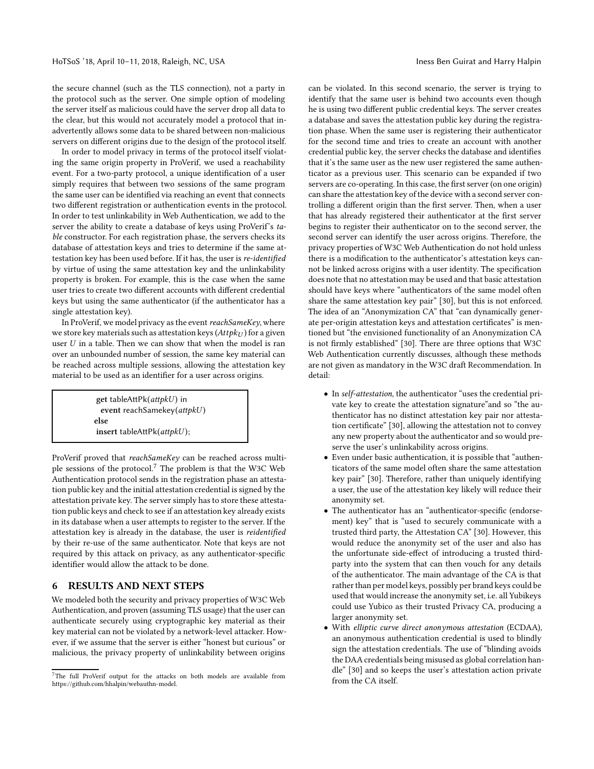the secure channel (such as the TLS connection), not a party in the protocol such as the server. One simple option of modeling the server itself as malicious could have the server drop all data to the clear, but this would not accurately model a protocol that inadvertently allows some data to be shared between non-malicious servers on different origins due to the design of the protocol itself.

In order to model privacy in terms of the protocol itself violating the same origin property in ProVerif, we used a reachability event. For a two-party protocol, a unique identification of a user simply requires that between two sessions of the same program the same user can be identified via reaching an event that connects two different registration or authentication events in the protocol. In order to test unlinkability in Web Authentication, we add to the server the ability to create a database of keys using ProVerif's *table* constructor. For each registration phase, the servers checks its database of attestation keys and tries to determine if the same attestation key has been used before. If it has, the user is *re-identified* by virtue of using the same attestation key and the unlinkability property is broken. For example, this is the case when the same user tries to create two different accounts with different credential keys but using the same authenticator (if the authenticator has a single attestation key).

In ProVerif, we model privacy as the event *reachSameKey*, where we store key materials such as attestation keys ($Attpk_U$) for a given user $U$ in a table. Then we can show that when the model is ran over an unbounded number of session, the same key material can be reached across multiple sessions, allowing the attestation key material to be used as an identifier for a user across origins.

```
get tableAttPk(attpkU) in
  event reachSamekey(attpkU)
else
  insert tableAttPk(attpkU);
```

ProVerif proved that *reachSameKey* can be reached across multiple sessions of the protocol.[7] The problem is that the W3C Web Authentication protocol sends in the registration phase an attestation public key and the initial attestation credential is signed by the attestation private key. The server simply has to store these attestation public keys and check to see if an attestation key already exists in its database when a user attempts to register to the server. If the attestation key is already in the database, the user is *reidentified* by their re-use of the same authenticator. Note that keys are not required by this attack on privacy, as any authenticator-specific identifier would allow the attack to be done.

## 6 RESULTS AND NEXT STEPS

We modeled both the security and privacy properties of W3C Web Authentication, and proven (assuming TLS usage) that the user can authenticate securely using cryptographic key material as their key material can not be violated by a network-level attacker. However, if we assume that the server is either "honest but curious" or malicious, the privacy property of unlinkability between origins can be violated. In this second scenario, the server is trying to identify that the same user is behind two accounts even though he is using two different public credential keys. The server creates a database and saves the attestation public key during the registration phase. When the same user is registering their authenticator for the second time and tries to create an account with another credential public key, the server checks the database and identifies that it's the same user as the new user registered the same authenticator as a previous user. This scenario can be expanded if two servers are co-operating. In this case, the first server (on one origin) can share the attestation key of the device with a second server controlling a different origin than the first server. Then, when a user that has already registered their authenticator at the first server begins to register their authenticator on to the second server, the second server can identify the user across origins. Therefore, the privacy properties of W3C Web Authentication do not hold unless there is a modification to the authenticator's attestation keys cannot be linked across origins with a user identity. The specification does note that no attestation may be used and that basic attestation should have keys where "authenticators of the same model often share the same attestation key pair" [30], but this is not enforced. The idea of an "Anonymization CA" that "can dynamically generate per-origin attestation keys and attestation certificates" is mentioned but "the envisioned functionality of an Anonymization CA is not firmly established" [30]. There are three options that W3C Web Authentication currently discusses, although these methods are not given as mandatory in the W3C draft Recommendation. In detail:

- In *self-attestation*, the authenticator "uses the credential private key to create the attestation signature"and so "the authenticator has no distinct attestation key pair nor attestation certificate" [30], allowing the attestation not to convey any new property about the authenticator and so would preserve the user's unlinkability across origins.
- Even under basic authentication, it is possible that "authenticators of the same model often share the same attestation key pair" [30]. Therefore, rather than uniquely identifying a user, the use of the attestation key likely will reduce their anonymity set.
- The authenticator has an "authenticator-specific (endorsement) key" that is "used to securely communicate with a trusted third party, the Attestation CA" [30]. However, this would reduce the anonymity set of the user and also has the unfortunate side-effect of introducing a trusted third-party into the system that can then vouch for any details of the authenticator. The main advantage of the CA is that rather than per model keys, possibly per brand keys could be used that would increase the anonymity set, i.e. all Yubikeys could use Yubico as their trusted Privacy CA, producing a larger anonymity set.
- With *elliptic curve direct anonymous attestation* (ECDAA), an anonymous authentication credential is used to blindly sign the attestation credentials. The use of "blinding avoids the DAA credentials being misused as global correlation handle" [30] and so keeps the user's attestation action private from the CA itself.

[7] The full ProVerif output for the attacks on both models are available from https://github.com/hhalpin/webauthn-model.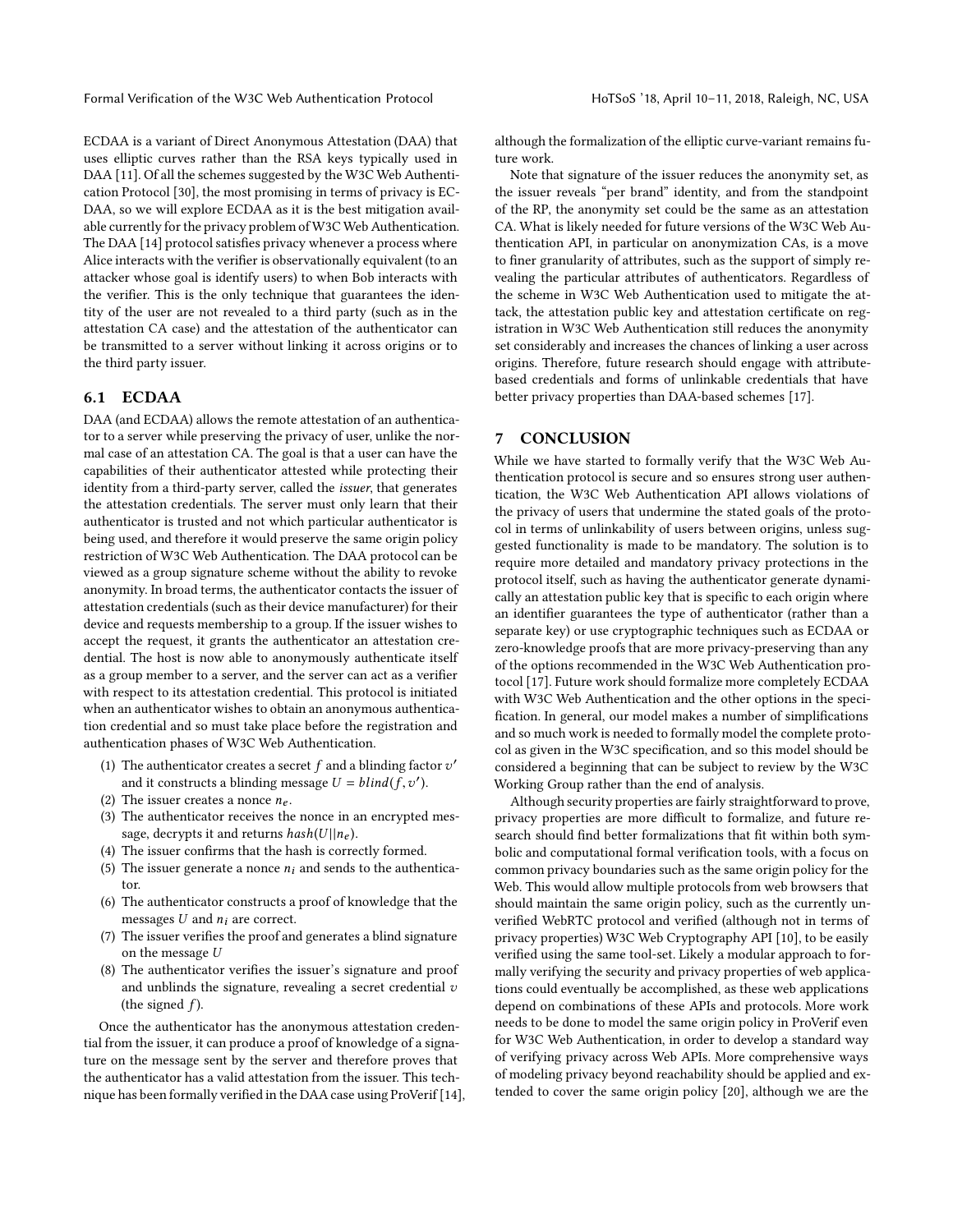ECDAA is a variant of Direct Anonymous Attestation (DAA) that uses elliptic curves rather than the RSA keys typically used in DAA [11]. Of all the schemes suggested by the W3C Web Authentication Protocol [30], the most promising in terms of privacy is ECDAA, so we will explore ECDAA as it is the best mitigation available currently for the privacy problem of W3C Web Authentication. The DAA [14] protocol satisfies privacy whenever a process where Alice interacts with the verifier is observationally equivalent (to an attacker whose goal is identify users) to when Bob interacts with the verifier. This is the only technique that guarantees the identity of the user are not revealed to a third party (such as in the attestation CA case) and the attestation of the authenticator can be transmitted to a server without linking it across origins or to the third party issuer.

## 6.1 ECDAA

DAA (and ECDAA) allows the remote attestation of an authenticator to a server while preserving the privacy of user, unlike the normal case of an attestation CA. The goal is that a user can have the capabilities of their authenticator attested while protecting their identity from a third-party server, called the *issuer*, that generates the attestation credentials. The server must only learn that their authenticator is trusted and not which particular authenticator is being used, and therefore it would preserve the same origin policy restriction of W3C Web Authentication. The DAA protocol can be viewed as a group signature scheme without the ability to revoke anonymity. In broad terms, the authenticator contacts the issuer of attestation credentials (such as their device manufacturer) for their device and requests membership to a group. If the issuer wishes to accept the request, it grants the authenticator an attestation credential. The host is now able to anonymously authenticate itself as a group member to a server, and the server can act as a verifier with respect to its attestation credential. This protocol is initiated when an authenticator wishes to obtain an anonymous authentication credential and so must take place before the registration and authentication phases of W3C Web Authentication.

1. The authenticator creates a secret $f$ and a blinding factor $v'$ and it constructs a blinding message $U = blind(f, v')$.
2. The issuer creates a nonce $n_e$.
3. The authenticator receives the nonce in an encrypted message, decrypts it and returns $hash(U||n_e)$.
4. The issuer confirms that the hash is correctly formed.
5. The issuer generate a nonce $n_i$ and sends to the authenticator.
6. The authenticator constructs a proof of knowledge that the messages $U$ and $n_i$ are correct.
7. The issuer verifies the proof and generates a blind signature on the message $U$
8. The authenticator verifies the issuer's signature and proof and unblinds the signature, revealing a secret credential $v$ (the signed $f$).

Once the authenticator has the anonymous attestation credential from the issuer, it can produce a proof of knowledge of a signature on the message sent by the server and therefore proves that the authenticator has a valid attestation from the issuer. This technique has been formally verified in the DAA case using ProVerif [14], although the formalization of the elliptic curve-variant remains future work.

Note that signature of the issuer reduces the anonymity set, as the issuer reveals "per brand" identity, and from the standpoint of the RP, the anonymity set could be the same as an attestation CA. What is likely needed for future versions of the W3C Web Authentication API, in particular on anonymization CAs, is a move to finer granularity of attributes, such as the support of simply revealing the particular attributes of authenticators. Regardless of the scheme in W3C Web Authentication used to mitigate the attack, the attestation public key and attestation certificate on registration in W3C Web Authentication still reduces the anonymity set considerably and increases the chances of linking a user across origins. Therefore, future research should engage with attribute-based credentials and forms of unlinkable credentials that have better privacy properties than DAA-based schemes [17].

# 7 CONCLUSION

While we have started to formally verify that the W3C Web Authentication protocol is secure and so ensures strong user authentication, the W3C Web Authentication API allows violations of the privacy of users that undermine the stated goals of the protocol in terms of unlinkability of users between origins, unless suggested functionality is made to be mandatory. The solution is to require more detailed and mandatory privacy protections in the protocol itself, such as having the authenticator generate dynamically an attestation public key that is specific to each origin where an identifier guarantees the type of authenticator (rather than a separate key) or use cryptographic techniques such as ECDAA or zero-knowledge proofs that are more privacy-preserving than any of the options recommended in the W3C Web Authentication protocol [17]. Future work should formalize more completely ECDAA with W3C Web Authentication and the other options in the specification. In general, our model makes a number of simplifications and so much work is needed to formally model the complete protocol as given in the W3C specification, and so this model should be considered a beginning that can be subject to review by the W3C Working Group rather than the end of analysis.

Although security properties are fairly straightforward to prove, privacy properties are more difficult to formalize, and future research should find better formalizations that fit within both symbolic and computational formal verification tools, with a focus on common privacy boundaries such as the same origin policy for the Web. This would allow multiple protocols from web browsers that should maintain the same origin policy, such as the currently unverified WebRTC protocol and verified (although not in terms of privacy properties) W3C Web Cryptography API [10], to be easily verified using the same tool-set. Likely a modular approach to formally verifying the security and privacy properties of web applications could eventually be accomplished, as these web applications depend on combinations of these APIs and protocols. More work needs to be done to model the same origin policy in ProVerif even for W3C Web Authentication, in order to develop a standard way of verifying privacy across Web APIs. More comprehensive ways of modeling privacy beyond reachability should be applied and extended to cover the same origin policy [20], although we are the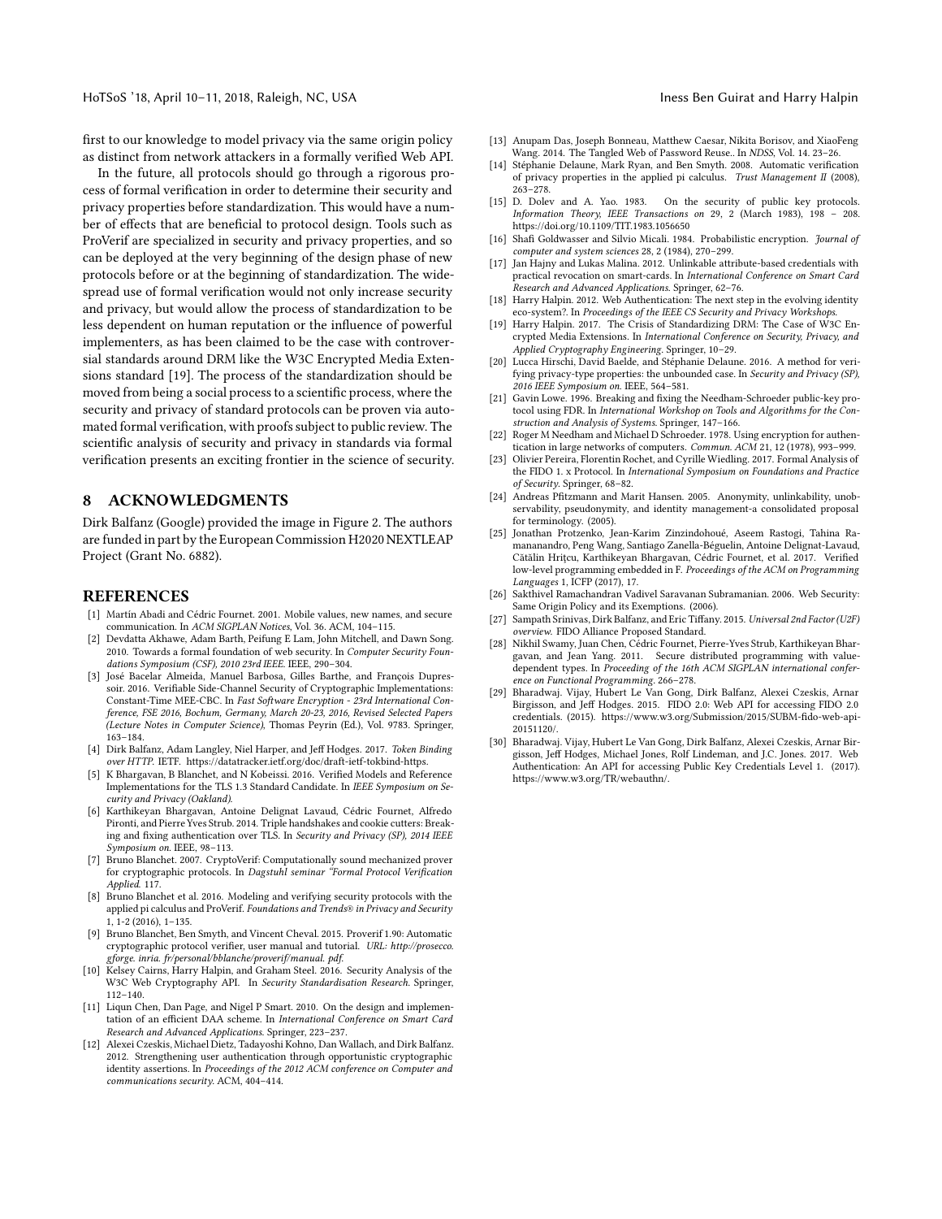first to our knowledge to model privacy via the same origin policy as distinct from network attackers in a formally verified Web API.

In the future, all protocols should go through a rigorous process of formal verification in order to determine their security and privacy properties before standardization. This would have a number of effects that are beneficial to protocol design. Tools such as ProVerif are specialized in security and privacy properties, and so can be deployed at the very beginning of the design phase of new protocols before or at the beginning of standardization. The widespread use of formal verification would not only increase security and privacy, but would allow the process of standardization to be less dependent on human reputation or the influence of powerful implementers, as has been claimed to be the case with controversial standards around DRM like the W3C Encrypted Media Extensions standard [19]. The process of the standardization should be moved from being a social process to a scientific process, where the security and privacy of standard protocols can be proven via automated formal verification, with proofs subject to public review. The scientific analysis of security and privacy in standards via formal verification presents an exciting frontier in the science of security.

## 8 ACKNOWLEDGMENTS

Dirk Balfanz (Google) provided the image in Figure 2. The authors are funded in part by the European Commission H2020 NEXTLEAP Project (Grant No. 6882).

## REFERENCES

[1] Martín Abadi and Cédric Fournet. 2001. Mobile values, new names, and secure communication. In *ACM SIGPLAN Notices*, Vol. 36. ACM, 104–115.

[2] Devdatta Akhawe, Adam Barth, Peifung E Lam, John Mitchell, and Dawn Song. 2010. Towards a formal foundation of web security. In *Computer Security Foundations Symposium (CSF), 2010 23rd IEEE*. IEEE, 290–304.

[3] José Bacelar Almeida, Manuel Barbosa, Gilles Barthe, and François Dupressoir. 2016. Verifiable Side-Channel Security of Cryptographic Implementations: Constant-Time MEE-CBC. In *Fast Software Encryption - 23rd International Conference, FSE 2016, Bochum, Germany, March 20-23, 2016, Revised Selected Papers (Lecture Notes in Computer Science)*, Thomas Peyrin (Ed.), Vol. 9783. Springer, 163–184.

[4] Dirk Balfanz, Adam Langley, Niel Harper, and Jeff Hodges. 2017. *Token Binding over HTTP*. IETF. https://datatracker.ietf.org/doc/draft-ietf-tokbind-https.

[5] K Bhargavan, B Blanchet, and N Kobeissi. 2016. Verified Models and Reference Implementations for the TLS 1.3 Standard Candidate. In *IEEE Symposium on Security and Privacy (Oakland)*.

[6] Karthikeyan Bhargavan, Antoine Delignat Lavaud, Cédric Fournet, Alfredo Pironti, and Pierre Yves Strub. 2014. Triple handshakes and cookie cutters: Breaking and fixing authentication over TLS. In *Security and Privacy (SP), 2014 IEEE Symposium on*. IEEE, 98–113.

[7] Bruno Blanchet. 2007. CryptoVerif: Computationally sound mechanized prover for cryptographic protocols. In *Dagstuhl seminar "Formal Protocol Verification Applied*. 117.

[8] Bruno Blanchet et al. 2016. Modeling and verifying security protocols with the applied pi calculus and ProVerif. *Foundations and Trends® in Privacy and Security* 1, 1-2 (2016), 1–135.

[9] Bruno Blanchet, Ben Smyth, and Vincent Cheval. 2015. Proverif 1.90: Automatic cryptographic protocol verifier, user manual and tutorial. *URL: http://prosecco.gforge.inria.fr/personal/bblanche/proverif/manual.pdf.*

[10] Kelsey Cairns, Harry Halpin, and Graham Steel. 2016. Security Analysis of the W3C Web Cryptography API. In *Security Standardisation Research*. Springer, 112–140.

[11] Liqun Chen, Dan Page, and Nigel P Smart. 2010. On the design and implementation of an efficient DAA scheme. In *International Conference on Smart Card Research and Advanced Applications*. Springer, 223–237.

[12] Alexei Czeskis, Michael Dietz, Tadayoshi Kohno, Dan Wallach, and Dirk Balfanz. 2012. Strengthening user authentication through opportunistic cryptographic identity assertions. In *Proceedings of the 2012 ACM conference on Computer and communications security*. ACM, 404–414.

[13] Anupam Das, Joseph Bonneau, Matthew Caesar, Nikita Borisov, and XiaoFeng Wang. 2014. The Tangled Web of Password Reuse.. In *NDSS*, Vol. 14. 23–26.

[14] Stéphanie Delaune, Mark Ryan, and Ben Smyth. 2008. Automatic verification of privacy properties in the applied pi calculus. *Trust Management II* (2008), 263–278.

[15] D. Dolev and A. Yao. 1983. On the security of public key protocols. *Information Theory, IEEE Transactions on* 29, 2 (March 1983), 198 – 208. https://doi.org/10.1109/TIT.1983.1056650

[16] Shafi Goldwasser and Silvio Micali. 1984. Probabilistic encryption. *Journal of computer and system sciences* 28, 2 (1984), 270–299.

[17] Jan Hajny and Lukas Malina. 2012. Unlinkable attribute-based credentials with practical revocation on smart-cards. In *International Conference on Smart Card Research and Advanced Applications*. Springer, 62–76.

[18] Harry Halpin. 2012. Web Authentication: The next step in the evolving identity eco-system?. In *Proceedings of the IEEE CS Security and Privacy Workshops*.

[19] Harry Halpin. 2017. The Crisis of Standardizing DRM: The Case of W3C Encrypted Media Extensions. In *International Conference on Security, Privacy, and Applied Cryptography Engineering*. Springer, 10–29.

[20] Lucca Hirschi, David Baelde, and Stéphanie Delaune. 2016. A method for verifying privacy-type properties: the unbounded case. In *Security and Privacy (SP), 2016 IEEE Symposium on*. IEEE, 564–581.

[21] Gavin Lowe. 1996. Breaking and fixing the Needham-Schroeder public-key protocol using FDR. In *International Workshop on Tools and Algorithms for the Construction and Analysis of Systems*. Springer, 147–166.

[22] Roger M Needham and Michael D Schroeder. 1978. Using encryption for authentication in large networks of computers. *Commun. ACM* 21, 12 (1978), 993–999.

[23] Olivier Pereira, Florentin Rochet, and Cyrille Wiedling. 2017. Formal Analysis of the FIDO 1. x Protocol. In *International Symposium on Foundations and Practice of Security*. Springer, 68–82.

[24] Andreas Pfitzmann and Marit Hansen. 2005. Anonymity, unlinkability, unobservability, pseudonymity, and identity management-a consolidated proposal for terminology. (2005).

[25] Jonathan Protzenko, Jean-Karim Zinzindohoué, Aseem Rastogi, Tahina Ramananandro, Peng Wang, Santiago Zanella-Béguelin, Antoine Delignat-Lavaud, Cătălin Hriţcu, Karthikeyan Bhargavan, Cédric Fournet, et al. 2017. Verified low-level programming embedded in F. *Proceedings of the ACM on Programming Languages* 1, ICFP (2017), 17.

[26] Sakthivel Ramachandran Vadivel Saravanan Subramanian. 2006. Web Security: Same Origin Policy and its Exemptions. (2006).

[27] Sampath Srinivas, Dirk Balfanz, and Eric Tiffany. 2015. *Universal 2nd Factor (U2F) overview*. FIDO Alliance Proposed Standard.

[28] Nikhil Swamy, Juan Chen, Cédric Fournet, Pierre-Yves Strub, Karthikeyan Bhargavan, and Jean Yang. 2011. Secure distributed programming with value-dependent types. In *Proceeding of the 16th ACM SIGPLAN international conference on Functional Programming*. 266–278.

[29] Bharadwaj. Vijay, Hubert Le Van Gong, Dirk Balfanz, Alexei Czeskis, Arnar Birgisson, and Jeff Hodges. 2015. FIDO 2.0: Web API for accessing FIDO 2.0 credentials. (2015). https://www.w3.org/Submission/2015/SUBM-fido-web-api-20151120/.

[30] Bharadwaj. Vijay, Hubert Le Van Gong, Dirk Balfanz, Alexei Czeskis, Arnar Birgisson, Jeff Hodges, Michael Jones, Rolf Lindeman, and J.C. Jones. 2017. Web Authentication: An API for accessing Public Key Credentials Level 1. (2017). https://www.w3.org/TR/webauthn/.